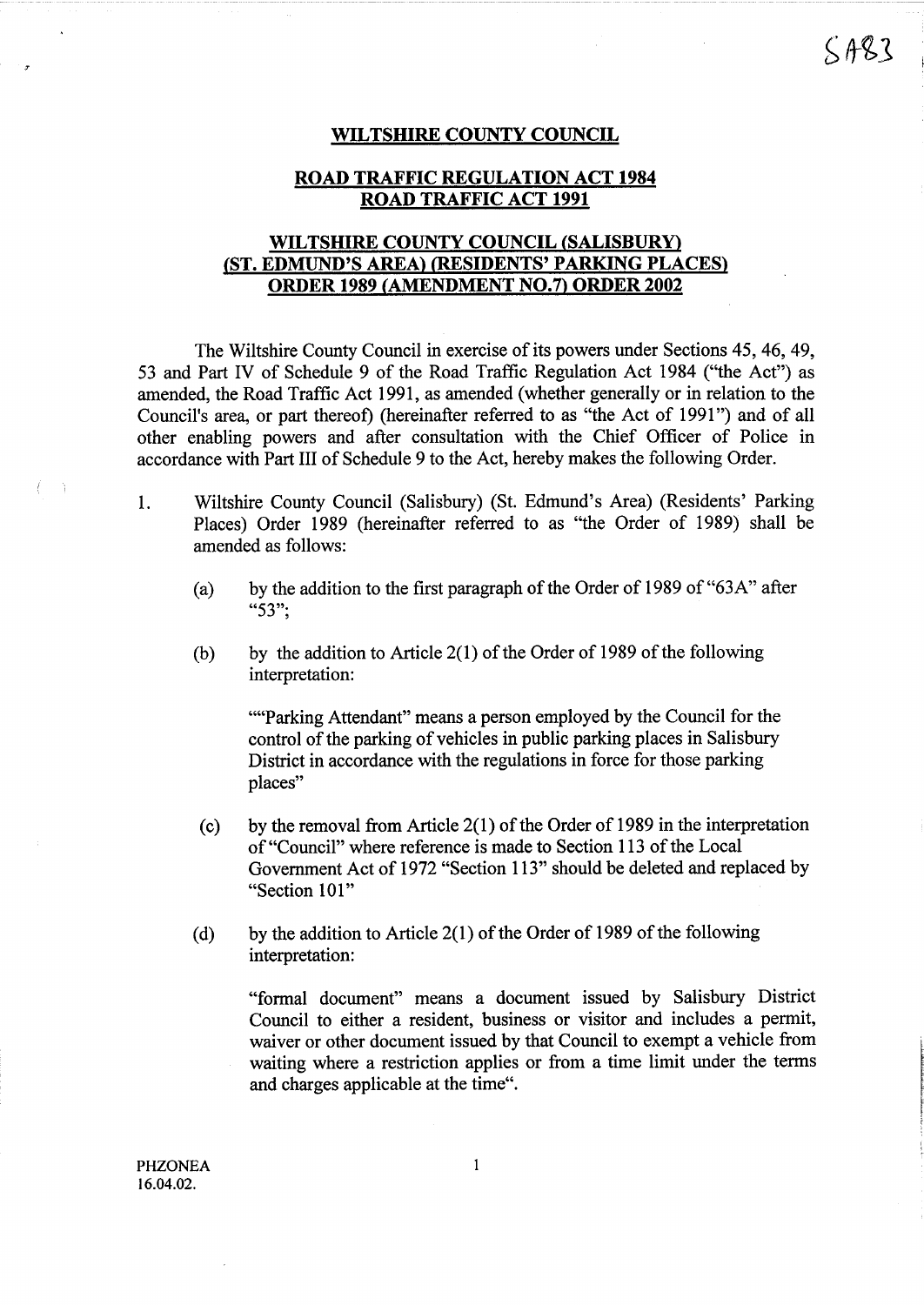SA83

# WILTSHIRE COUNTY COUNCIL

## ROAD TRAFFIC REGULATION ACT 1984
## ROAD TRAFFIC ACT 1991

## WILTSHIRE COUNTY COUNCIL (SALISBURY) (ST. EDMUND'S AREA) (RESIDENTS' PARKING PLACES) ORDER 1989 (AMENDMENT NO.7) ORDER 2002

The Wiltshire County Council in exercise of its powers under Sections 45, 46, 49, 53 and Part IV of Schedule 9 of the Road Traffic Regulation Act 1984 ("the Act") as amended, the Road Traffic Act 1991, as amended (whether generally or in relation to the Council's area, or part thereof) (hereinafter referred to as "the Act of 1991") and of all other enabling powers and after consultation with the Chief Officer of Police in accordance with Part III of Schedule 9 to the Act, hereby makes the following Order.

1. Wiltshire County Council (Salisbury) (St. Edmund's Area) (Residents' Parking Places) Order 1989 (hereinafter referred to as "the Order of 1989) shall be amended as follows:

   (a) by the addition to the first paragraph of the Order of 1989 of "63A" after "53";

   (b) by the addition to Article 2(1) of the Order of 1989 of the following interpretation:

   ""Parking Attendant" means a person employed by the Council for the control of the parking of vehicles in public parking places in Salisbury District in accordance with the regulations in force for those parking places"

   (c) by the removal from Article 2(1) of the Order of 1989 in the interpretation of "Council" where reference is made to Section 113 of the Local Government Act of 1972 "Section 113" should be deleted and replaced by "Section 101"

   (d) by the addition to Article 2(1) of the Order of 1989 of the following interpretation:

   "formal document" means a document issued by Salisbury District Council to either a resident, business or visitor and includes a permit, waiver or other document issued by that Council to exempt a vehicle from waiting where a restriction applies or from a time limit under the terms and charges applicable at the time".

PHZONEA
16.04.02.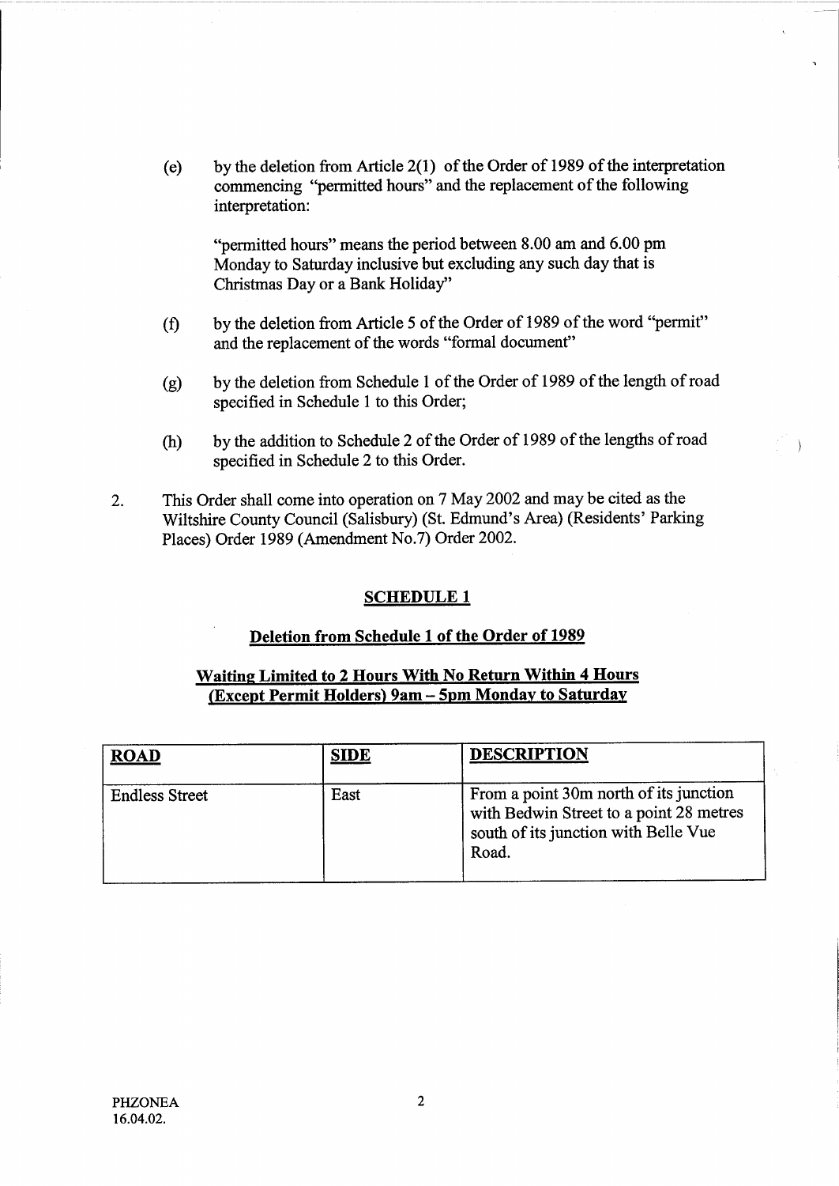(e) by the deletion from Article 2(1) of the Order of 1989 of the interpretation commencing "permitted hours" and the replacement of the following interpretation:

"permitted hours" means the period between 8.00 am and 6.00 pm Monday to Saturday inclusive but excluding any such day that is Christmas Day or a Bank Holiday"

(f) by the deletion from Article 5 of the Order of 1989 of the word "permit" and the replacement of the words "formal document"

(g) by the deletion from Schedule 1 of the Order of 1989 of the length of road specified in Schedule 1 to this Order;

(h) by the addition to Schedule 2 of the Order of 1989 of the lengths of road specified in Schedule 2 to this Order.

2. This Order shall come into operation on 7 May 2002 and may be cited as the Wiltshire County Council (Salisbury) (St. Edmund's Area) (Residents' Parking Places) Order 1989 (Amendment No.7) Order 2002.

## SCHEDULE 1

### Deletion from Schedule 1 of the Order of 1989

### Waiting Limited to 2 Hours With No Return Within 4 Hours (Except Permit Holders) 9am – 5pm Monday to Saturday

| ROAD | SIDE | DESCRIPTION |
|---|---|---|
| Endless Street | East | From a point 30m north of its junction with Bedwin Street to a point 28 metres south of its junction with Belle Vue Road. |

PHZONEA
16.04.02.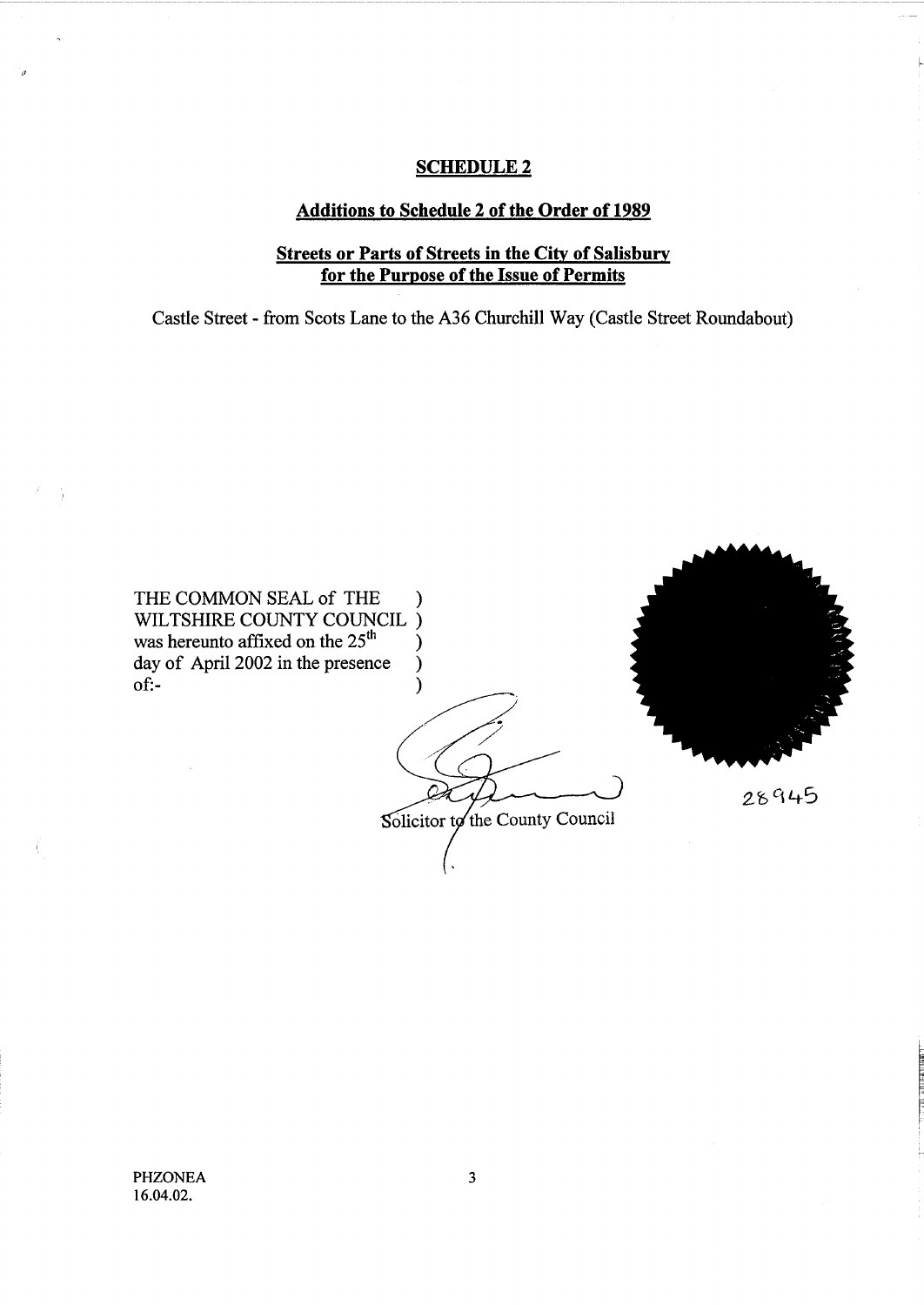## SCHEDULE 2

### Additions to Schedule 2 of the Order of 1989

### Streets or Parts of Streets in the City of Salisbury for the Purpose of the Issue of Permits

Castle Street - from Scots Lane to the A36 Churchill Way (Castle Street Roundabout)

THE COMMON SEAL of THE WILTSHIRE COUNTY COUNCIL was hereunto affixed on the 25th day of April 2002 in the presence of:-

Solicitor to the County Council

28945

PHZONEA
16.04.02.